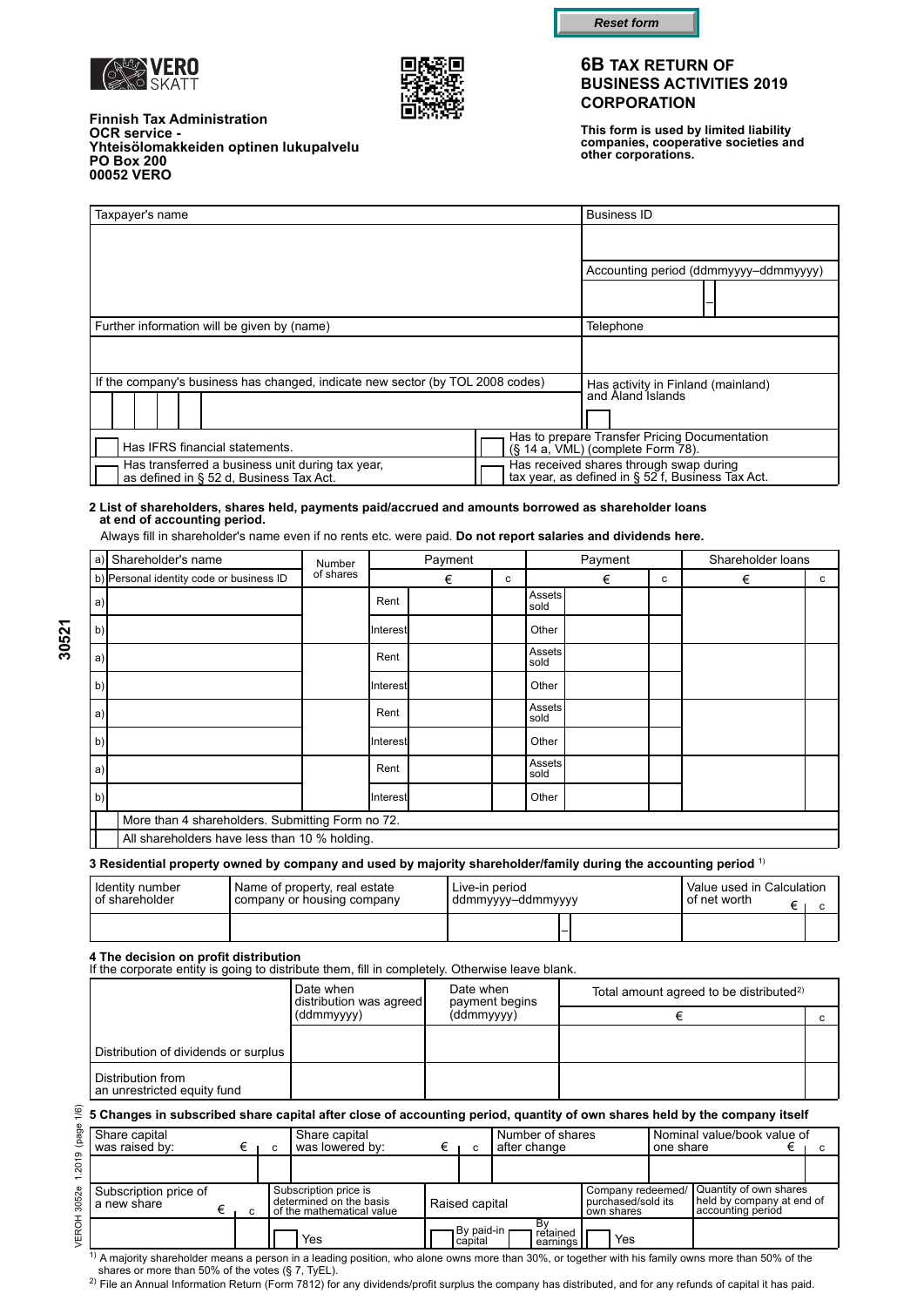Reset form

VERO SKATT

Finnish Tax Administration
OCR service -
Yhteisölomakkeiden optinen lukupalvelu
PO Box 200
00052 VERO

# 6B TAX RETURN OF BUSINESS ACTIVITIES 2019 CORPORATION

**This form is used by limited liability companies, cooperative societies and other corporations.**

| Taxpayer's name | Business ID |
|---|---|
| | |
| | Accounting period (ddmmyyyy–ddmmyyyy) |
| | – |
| Further information will be given by (name) | Telephone |
| | |
| If the company's business has changed, indicate new sector (by TOL 2008 codes) | Has activity in Finland (mainland) and Åland Islands |
| | |

| | |
|---|---|
| ☐ Has IFRS financial statements. | ☐ Has to prepare Transfer Pricing Documentation (§ 14 a, VML) (complete Form 78). |
| ☐ Has transferred a business unit during tax year, as defined in § 52 d, Business Tax Act. | ☐ Has received shares through swap during tax year, as defined in § 52 f, Business Tax Act. |

## 2 List of shareholders, shares held, payments paid/accrued and amounts borrowed as shareholder loans at end of accounting period.

Always fill in shareholder's name even if no rents etc. was paid. **Do not report salaries and dividends here.**

| a) Shareholder's name / b) Personal identity code or business ID | Number of shares | Payment | € | c | Payment | € | c | Shareholder loans € | c |
|---|---|---|---|---|---|---|---|---|---|
| a) | | Rent | | | Assets sold | | | | |
| b) | | Interest | | | Other | | | | |
| a) | | Rent | | | Assets sold | | | | |
| b) | | Interest | | | Other | | | | |
| a) | | Rent | | | Assets sold | | | | |
| b) | | Interest | | | Other | | | | |
| a) | | Rent | | | Assets sold | | | | |
| b) | | Interest | | | Other | | | | |

☐ More than 4 shareholders. Submitting Form no 72.

☐ All shareholders have less than 10 % holding.

## 3 Residential property owned by company and used by majority shareholder/family during the accounting period [1]

| Identity number of shareholder | Name of property, real estate company or housing company | Live-in period ddmmyyyy–ddmmyyyy | Value used in Calculation of net worth € | c |
|---|---|---|---|---|
| | | – | | |

## 4 The decision on profit distribution

If the corporate entity is going to distribute them, fill in completely. Otherwise leave blank.

| | Date when distribution was agreed (ddmmyyyy) | Date when payment begins (ddmmyyyy) | Total amount agreed to be distributed[2] € | c |
|---|---|---|---|---|
| Distribution of dividends or surplus | | | | |
| Distribution from an unrestricted equity fund | | | | |

## 5 Changes in subscribed share capital after close of accounting period, quantity of own shares held by the company itself

| Share capital was raised by: € | c | Share capital was lowered by: € | c | Number of shares after change | Nominal value/book value of one share € | c |
|---|---|---|---|---|---|---|
| | | | | | | |

| Subscription price of a new share € | c | Subscription price is determined on the basis of the mathematical value | Raised capital | | Company redeemed/ purchased/sold its own shares | Quantity of own shares held by company at end of accounting period |
|---|---|---|---|---|---|---|
| | | ☐ Yes | ☐ By paid-in capital | ☐ By retained earnings | ☐ Yes | |

[1] A majority shareholder means a person in a leading position, who alone owns more than 30%, or together with his family owns more than 50% of the shares or more than 50% of the votes (§ 7, TyEL).

[2] File an Annual Information Return (Form 7812) for any dividends/profit surplus the company has distributed, and for any refunds of capital it has paid.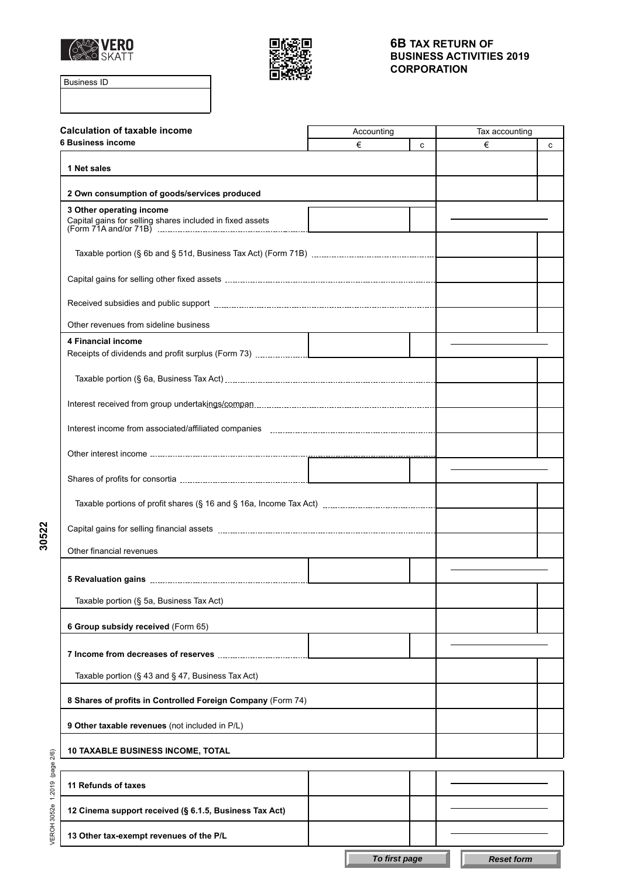# 6B TAX RETURN OF BUSINESS ACTIVITIES 2019 CORPORATION

| Business ID |
| --- |
| |

## Calculation of taxable income

| 6 Business income | Accounting € | c | Tax accounting € | c |
| --- | --- | --- | --- | --- |
| **1 Net sales** | | | | |
| **2 Own consumption of goods/services produced** | | | | |
| **3 Other operating income** | | | | |
| Capital gains for selling shares included in fixed assets (Form 71A and/or 71B) | | | | |
| Taxable portion (§ 6b and § 51d, Business Tax Act) (Form 71B) | | | | |
| Capital gains for selling other fixed assets | | | | |
| Received subsidies and public support | | | | |
| Other revenues from sideline business | | | | |
| **4 Financial income** | | | | |
| Receipts of dividends and profit surplus (Form 73) | | | | |
| Taxable portion (§ 6a, Business Tax Act) | | | | |
| Interest received from group undertakings/compan | | | | |
| Interest income from associated/affiliated companies | | | | |
| Other interest income | | | | |
| Shares of profits for consortia | | | | |
| Taxable portions of profit shares (§ 16 and § 16a, Income Tax Act) | | | | |
| Capital gains for selling financial assets | | | | |
| Other financial revenues | | | | |
| **5 Revaluation gains** | | | | |
| Taxable portion (§ 5a, Business Tax Act) | | | | |
| **6 Group subsidy received** (Form 65) | | | | |
| **7 Income from decreases of reserves** | | | | |
| Taxable portion (§ 43 and § 47, Business Tax Act) | | | | |
| **8 Shares of profits in Controlled Foreign Company** (Form 74) | | | | |
| **9 Other taxable revenues** (not included in P/L) | | | | |
| **10 TAXABLE BUSINESS INCOME, TOTAL** | | | | |

| | Accounting € | c | Tax accounting € | c |
| --- | --- | --- | --- | --- |
| **11 Refunds of taxes** | | | | |
| **12 Cinema support received (§ 6.1.5, Business Tax Act)** | | | | |
| **13 Other tax-exempt revenues of the P/L** | | | | |

To first page | Reset form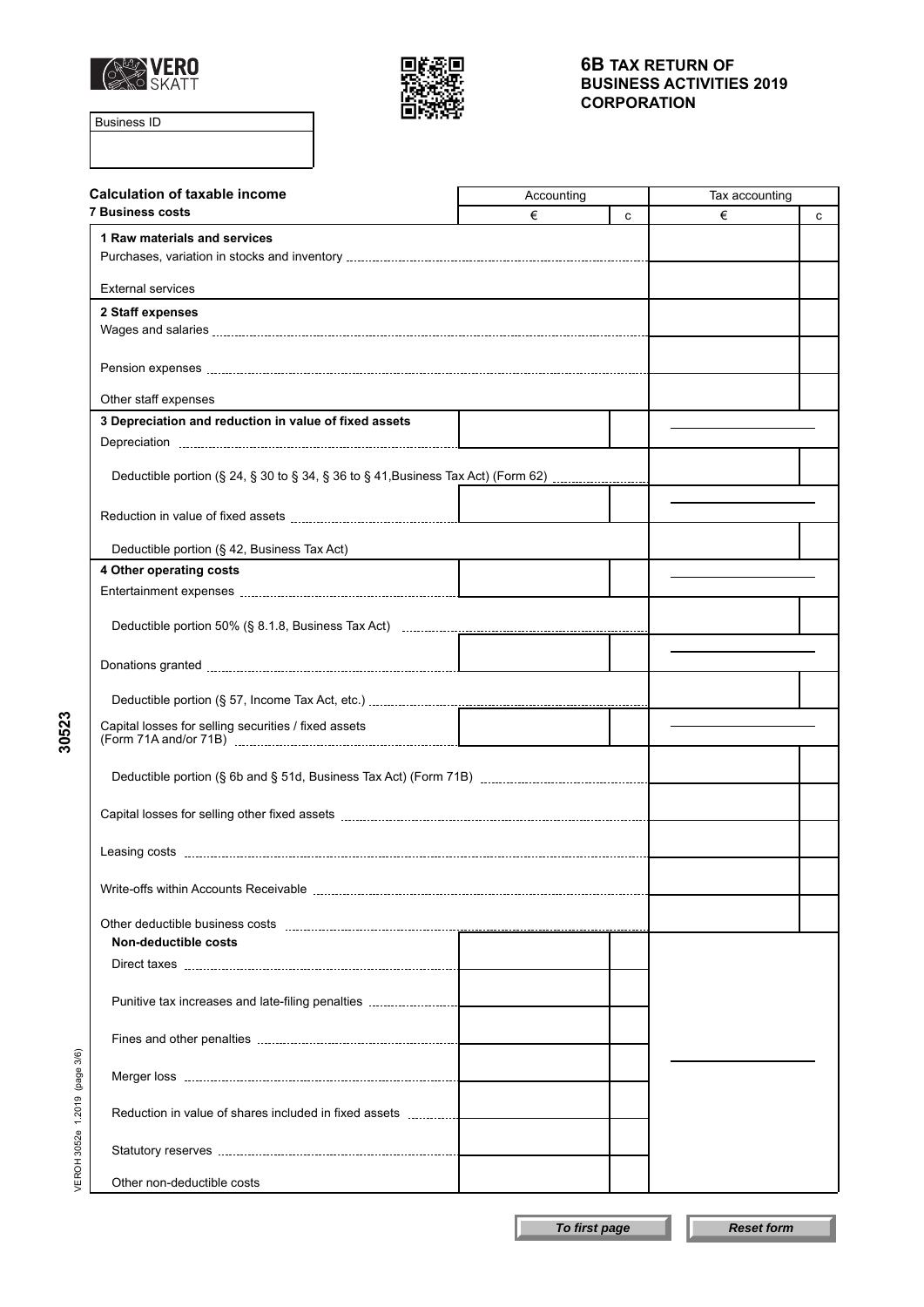# 6B TAX RETURN OF BUSINESS ACTIVITIES 2019 CORPORATION

Business ID

## Calculation of taxable income

| 7 Business costs | Accounting € | c | Tax accounting € | c |
|---|---|---|---|---|
| **1 Raw materials and services** | | | | |
| Purchases, variation in stocks and inventory | | | | |
| External services | | | | |
| **2 Staff expenses** | | | | |
| Wages and salaries | | | | |
| Pension expenses | | | | |
| Other staff expenses | | | | |
| **3 Depreciation and reduction in value of fixed assets** | | | | |
| Depreciation | | | | |
| Deductible portion (§ 24, § 30 to § 34, § 36 to § 41,Business Tax Act) (Form 62) | | | | |
| Reduction in value of fixed assets | | | | |
| Deductible portion (§ 42, Business Tax Act) | | | | |
| **4 Other operating costs** | | | | |
| Entertainment expenses | | | | |
| Deductible portion 50% (§ 8.1.8, Business Tax Act) | | | | |
| Donations granted | | | | |
| Deductible portion (§ 57, Income Tax Act, etc.) | | | | |
| Capital losses for selling securities / fixed assets (Form 71A and/or 71B) | | | | |
| Deductible portion (§ 6b and § 51d, Business Tax Act) (Form 71B) | | | | |
| Capital losses for selling other fixed assets | | | | |
| Leasing costs | | | | |
| Write-offs within Accounts Receivable | | | | |
| Other deductible business costs | | | | |
| **Non-deductible costs** | | | | |
| Direct taxes | | | | |
| Punitive tax increases and late-filing penalties | | | | |
| Fines and other penalties | | | | |
| Merger loss | | | | |
| Reduction in value of shares included in fixed assets | | | | |
| Statutory reserves | | | | |
| Other non-deductible costs | | | | |

To first page | Reset form

30523

VEROH 3052e 1.2019 (page 3/6)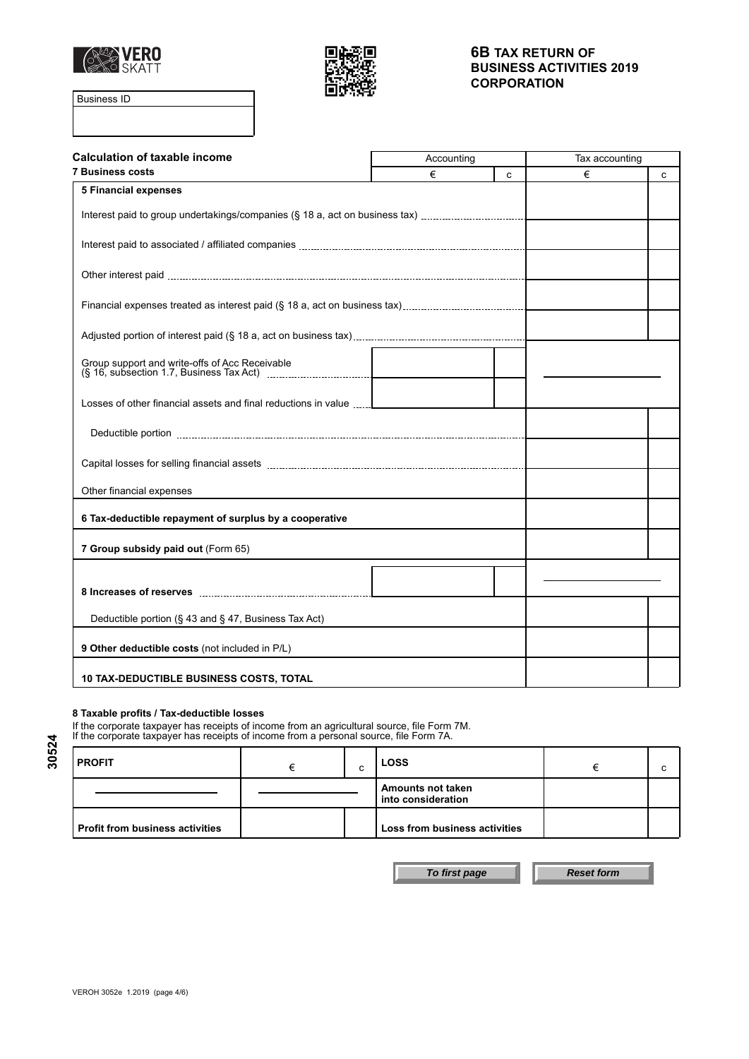**VERO SKATT**

**6B TAX RETURN OF BUSINESS ACTIVITIES 2019 CORPORATION**

Business ID

## Calculation of taxable income

| 7 Business costs | Accounting € | c | Tax accounting € | c |
|---|---|---|---|---|
| **5 Financial expenses** | | | | |
| Interest paid to group undertakings/companies (§ 18 a, act on business tax) | | | | |
| Interest paid to associated / affiliated companies | | | | |
| Other interest paid | | | | |
| Financial expenses treated as interest paid (§ 18 a, act on business tax) | | | | |
| Adjusted portion of interest paid (§ 18 a, act on business tax) | | | | |
| Group support and write-offs of Acc Receivable (§ 16, subsection 1.7, Business Tax Act) | | | | |
| Losses of other financial assets and final reductions in value | | | | |
| Deductible portion | | | | |
| Capital losses for selling financial assets | | | | |
| Other financial expenses | | | | |
| **6 Tax-deductible repayment of surplus by a cooperative** | | | | |
| **7 Group subsidy paid out** (Form 65) | | | | |
| **8 Increases of reserves** | | | | |
| Deductible portion (§ 43 and § 47, Business Tax Act) | | | | |
| **9 Other deductible costs** (not included in P/L) | | | | |
| **10 TAX-DEDUCTIBLE BUSINESS COSTS, TOTAL** | | | | |

### 8 Taxable profits / Tax-deductible losses

If the corporate taxpayer has receipts of income from an agricultural source, file Form 7M.
If the corporate taxpayer has receipts of income from a personal source, file Form 7A.

| PROFIT | € | c | LOSS | € | c |
|---|---|---|---|---|---|
| | | | Amounts not taken into consideration | | |
| Profit from business activities | | | Loss from business activities | | |

*To first page* *Reset form*

30524

VEROH 3052e 1.2019 (page 4/6)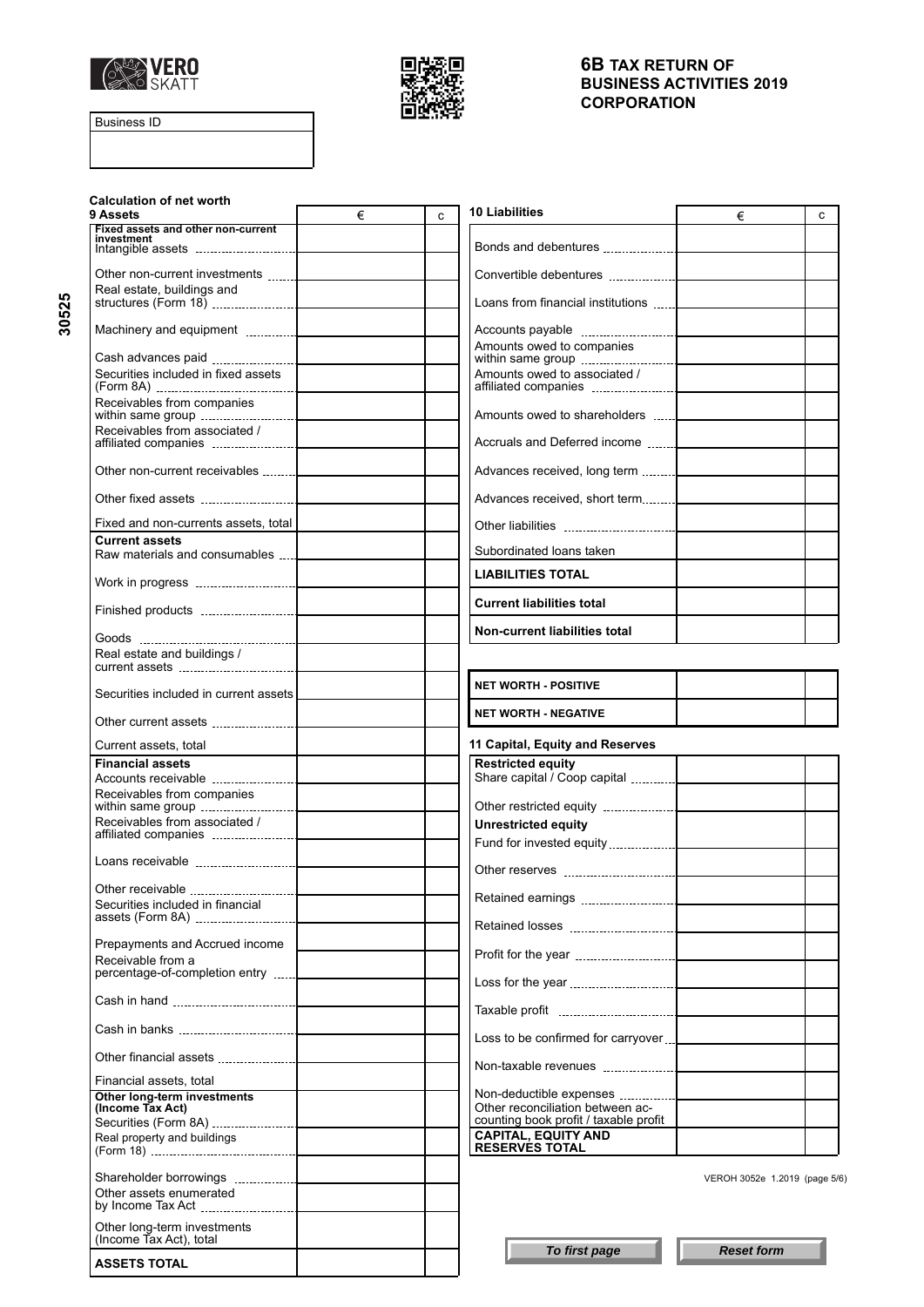**6B TAX RETURN OF BUSINESS ACTIVITIES 2019 CORPORATION**

| Business ID |
|---|
| |

30525

## Calculation of net worth

### 9 Assets

| 9 Assets | € | c |
|---|---|---|
| **Fixed assets and other non-current investment** | | |
| Intangible assets | | |
| Other non-current investments | | |
| Real estate, buildings and structures (Form 18) | | |
| Machinery and equipment | | |
| Cash advances paid | | |
| Securities included in fixed assets (Form 8A) | | |
| Receivables from companies within same group | | |
| Receivables from associated / affiliated companies | | |
| Other non-current receivables | | |
| Other fixed assets | | |
| Fixed and non-currents assets, total | | |
| **Current assets** | | |
| Raw materials and consumables | | |
| Work in progress | | |
| Finished products | | |
| Goods | | |
| Real estate and buildings / current assets | | |
| Securities included in current assets | | |
| Other current assets | | |
| Current assets, total | | |
| **Financial assets** | | |
| Accounts receivable | | |
| Receivables from companies within same group | | |
| Receivables from associated / affiliated companies | | |
| Loans receivable | | |
| Other receivable | | |
| Securities included in financial assets (Form 8A) | | |
| Prepayments and Accrued income | | |
| Receivable from a percentage-of-completion entry | | |
| Cash in hand | | |
| Cash in banks | | |
| Other financial assets | | |
| Financial assets, total | | |
| **Other long-term investments (Income Tax Act)** | | |
| Securities (Form 8A) | | |
| Real property and buildings (Form 18) | | |
| Shareholder borrowings | | |
| Other assets enumerated by Income Tax Act | | |
| Other long-term investments (Income Tax Act), total | | |
| **ASSETS TOTAL** | | |

### 10 Liabilities

| 10 Liabilities | € | c |
|---|---|---|
| Bonds and debentures | | |
| Convertible debentures | | |
| Loans from financial institutions | | |
| Accounts payable | | |
| Amounts owed to companies within same group | | |
| Amounts owed to associated / affiliated companies | | |
| Amounts owed to shareholders | | |
| Accruals and Deferred income | | |
| Advances received, long term | | |
| Advances received, short term | | |
| Other liabilities | | |
| Subordinated loans taken | | |
| **LIABILITIES TOTAL** | | |
| **Current liabilities total** | | |
| **Non-current liabilities total** | | |

| | € | c |
|---|---|---|
| **NET WORTH - POSITIVE** | | |
| **NET WORTH - NEGATIVE** | | |

### 11 Capital, Equity and Reserves

| 11 Capital, Equity and Reserves | € | c |
|---|---|---|
| **Restricted equity** | | |
| Share capital / Coop capital | | |
| Other restricted equity | | |
| **Unrestricted equity** | | |
| Fund for invested equity | | |
| Other reserves | | |
| Retained earnings | | |
| Retained losses | | |
| Profit for the year | | |
| Loss for the year | | |
| Taxable profit | | |
| Loss to be confirmed for carryover | | |
| Non-taxable revenues | | |
| Non-deductible expenses | | |
| Other reconciliation between accounting book profit / taxable profit | | |
| **CAPITAL, EQUITY AND RESERVES TOTAL** | | |

VEROH 3052e 1.2019 (page 5/6)

To first page | Reset form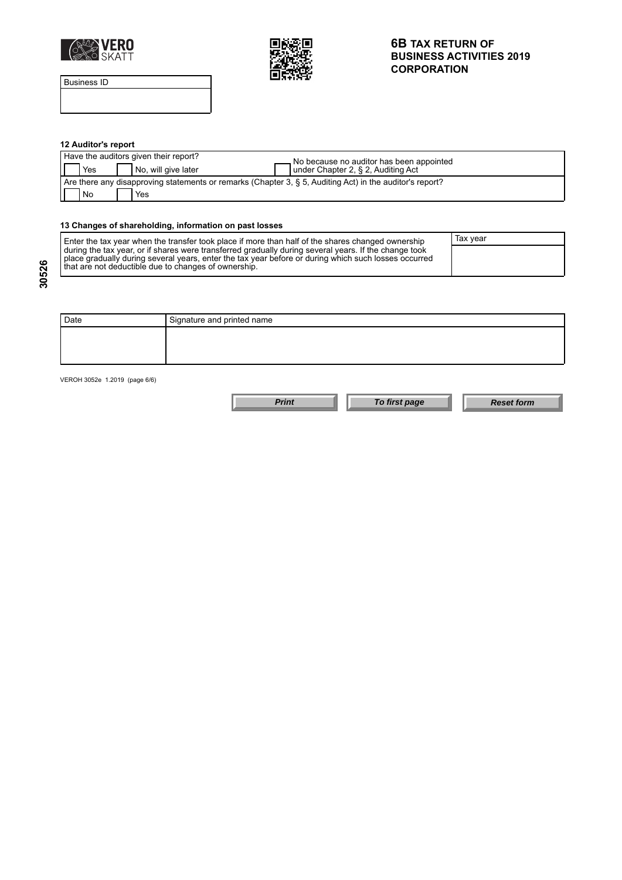VERO SKATT

# 6B TAX RETURN OF BUSINESS ACTIVITIES 2019 CORPORATION

| Business ID |
|---|
| |

### 12 Auditor's report

Have the auditors given their report?

☐ Yes ☐ No, will give later ☐ No because no auditor has been appointed under Chapter 2, § 2, Auditing Act

Are there any disapproving statements or remarks (Chapter 3, § 5, Auditing Act) in the auditor's report?

☐ No ☐ Yes

### 13 Changes of shareholding, information on past losses

| | Tax year |
|---|---|
| Enter the tax year when the transfer took place if more than half of the shares changed ownership during the tax year, or if shares were transferred gradually during several years. If the change took place gradually during several years, enter the tax year before or during which such losses occurred that are not deductible due to changes of ownership. | |

30526

| Date | Signature and printed name |
|---|---|
| | |

VEROH 3052e 1.2019 (page 6/6)

Print | To first page | Reset form